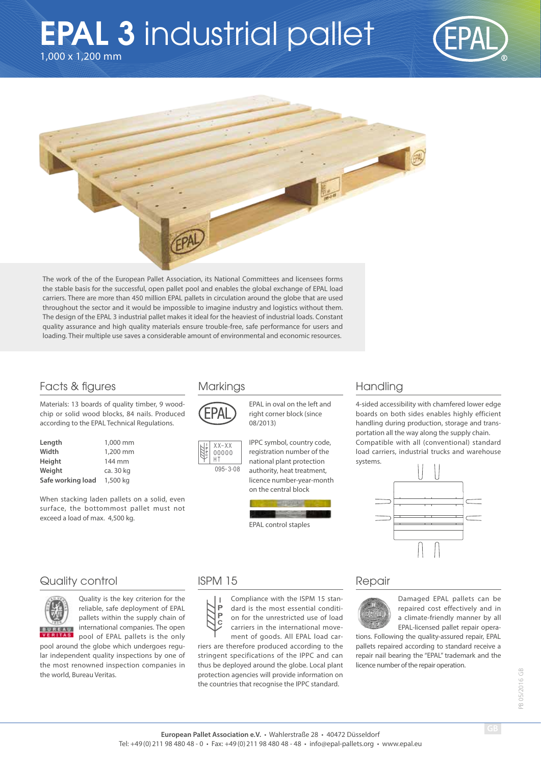# EPAL 3 industrial pallet

1,000 x 1,200 mm

The work of the of the European Pallet Association, its National Committees and licensees forms the stable basis for the successful, open pallet pool and enables the global exchange of EPAL load carriers. There are more than 450 million EPAL pallets in circulation around the globe that are used throughout the sector and it would be impossible to imagine industry and logistics without them. The design of the EPAL 3 industrial pallet makes it ideal for the heaviest of industrial loads. Constant quality assurance and high quality materials ensure trouble-free, safe performance for users and loading. Their multiple use saves a considerable amount of environmental and economic resources.

## Facts & figures

Materials: 13 boards of quality timber, 9 woodchip or solid wood blocks, 84 nails. Produced according to the EPAL Technical Regulations.

| | |
|---|---|
| **Length** | 1,000 mm |
| **Width** | 1,200 mm |
| **Height** | 144 mm |
| **Weight** | ca. 30 kg |
| **Safe working load** | 1,500 kg |

When stacking laden pallets on a solid, even surface, the bottommost pallet must not exceed a load of max. 4,500 kg.

## Markings

EPAL in oval on the left and right corner block (since 08/2013)

XX-XX
00000
HT
095-3-08

IPPC symbol, country code, registration number of the national plant protection authority, heat treatment, licence number-year-month on the central block

EPAL control staples

## Handling

4-sided accessibility with chamfered lower edge boards on both sides enables highly efficient handling during production, storage and transportation all the way along the supply chain. Compatible with all (conventional) standard load carriers, industrial trucks and warehouse systems.

## Quality control

Quality is the key criterion for the reliable, safe deployment of EPAL pallets within the supply chain of international companies. The open pool of EPAL pallets is the only pool around the globe which undergoes regular independent quality inspections by one of the most renowned inspection companies in the world, Bureau Veritas.

## ISPM 15

Compliance with the ISPM 15 standard is the most essential condition for the unrestricted use of load carriers in the international movement of goods. All EPAL load carriers are therefore produced according to the stringent specifications of the IPPC and can thus be deployed around the globe. Local plant protection agencies will provide information on the countries that recognise the IPPC standard.

## Repair

Damaged EPAL pallets can be repaired cost effectively and in a climate-friendly manner by all EPAL-licensed pallet repair operations. Following the quality-assured repair, EPAL pallets repaired according to standard receive a repair nail bearing the "EPAL" trademark and the licence number of the repair operation.

PB 05/2016 GB

**European Pallet Association e.V.** • Wahlerstraße 28 • 40472 Düsseldorf
Tel: +49 (0) 211 98 480 48 - 0 • Fax: +49 (0) 211 98 480 48 - 48 • info@epal-pallets.org • www.epal.eu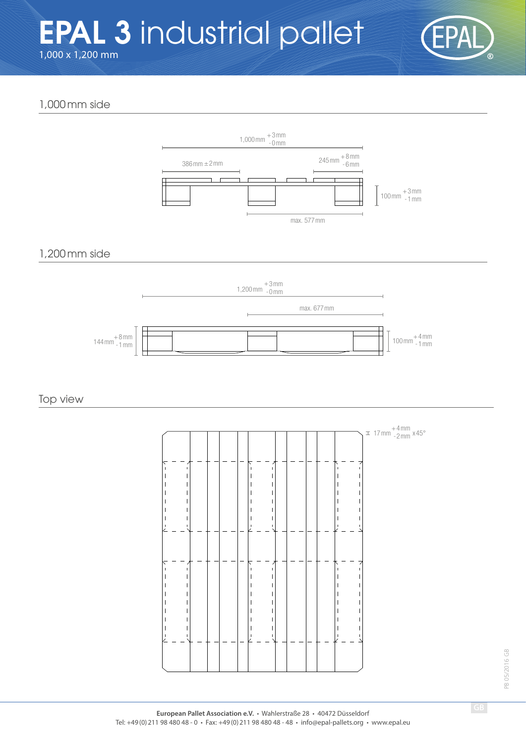# EPAL 3 industrial pallet

1,000 x 1,200 mm

## 1,000 mm side

1,000 mm +3 mm -0 mm

386 mm ± 2 mm

245 mm +8 mm -6 mm

100 mm +3 mm -1 mm

max. 577 mm

## 1,200 mm side

1,200 mm +3 mm -0 mm

max. 677 mm

144 mm +8 mm -1 mm

100 mm +4 mm -1 mm

## Top view

17 mm +4 mm -2 mm x45°

**European Pallet Association e.V.** • Wahlerstraße 28 • 40472 Düsseldorf
Tel: +49 (0) 211 98 480 48 - 0 • Fax: +49 (0) 211 98 480 48 - 48 • info@epal-pallets.org • www.epal.eu

PB 05/2016 GB